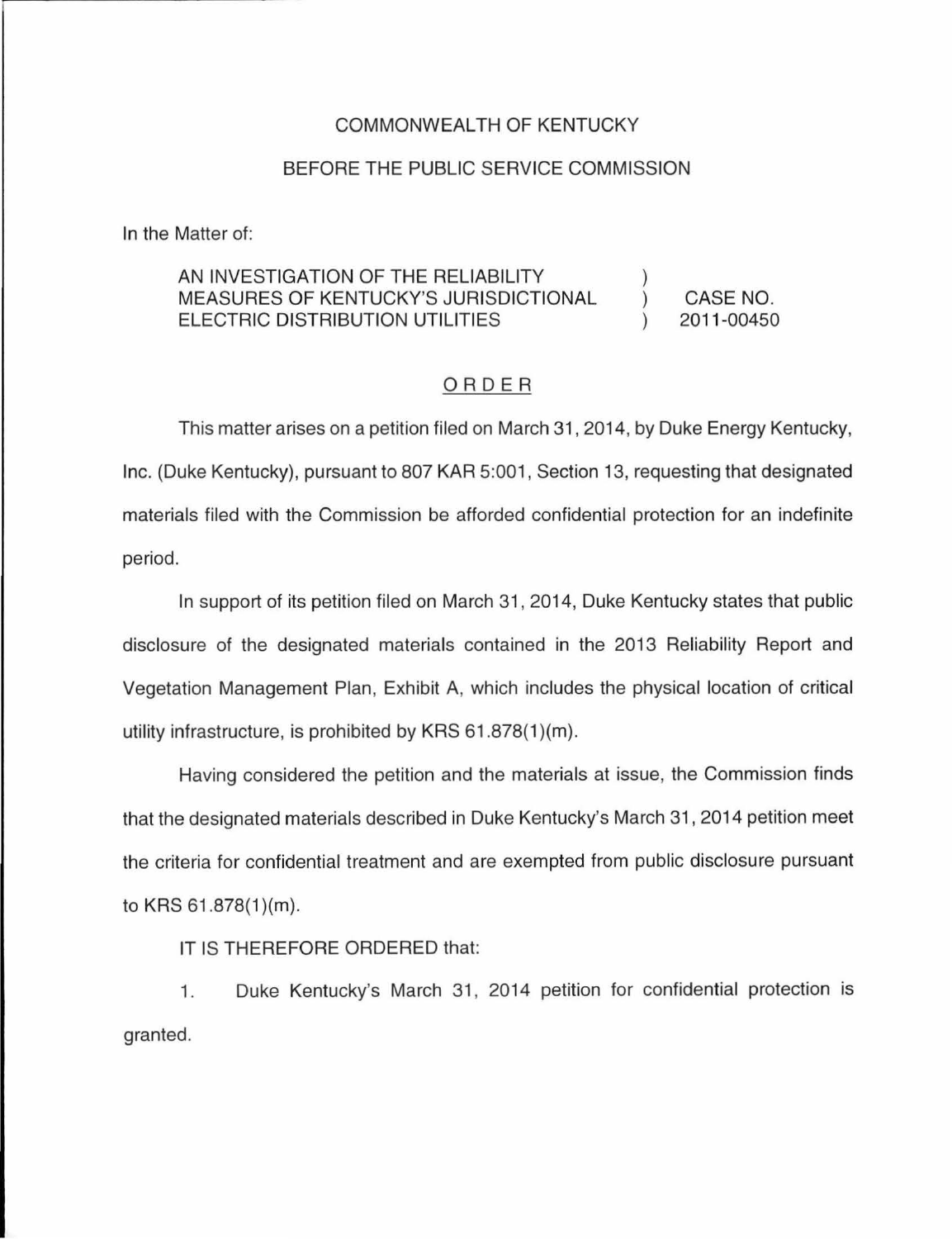COMMONWEALTH OF KENTUCKY

BEFORE THE PUBLIC SERVICE COMMISSION

In the Matter of:

| | | |
|---|---|---|
| AN INVESTIGATION OF THE RELIABILITY MEASURES OF KENTUCKY'S JURISDICTIONAL ELECTRIC DISTRIBUTION UTILITIES | ) ) ) | CASE NO. 2011-00450 |

## ORDER

This matter arises on a petition filed on March 31, 2014, by Duke Energy Kentucky, Inc. (Duke Kentucky), pursuant to 807 KAR 5:001, Section 13, requesting that designated materials filed with the Commission be afforded confidential protection for an indefinite period.

In support of its petition filed on March 31, 2014, Duke Kentucky states that public disclosure of the designated materials contained in the 2013 Reliability Report and Vegetation Management Plan, Exhibit A, which includes the physical location of critical utility infrastructure, is prohibited by KRS 61.878(1)(m).

Having considered the petition and the materials at issue, the Commission finds that the designated materials described in Duke Kentucky's March 31, 2014 petition meet the criteria for confidential treatment and are exempted from public disclosure pursuant to KRS 61.878(1)(m).

IT IS THEREFORE ORDERED that:

1. Duke Kentucky's March 31, 2014 petition for confidential protection is granted.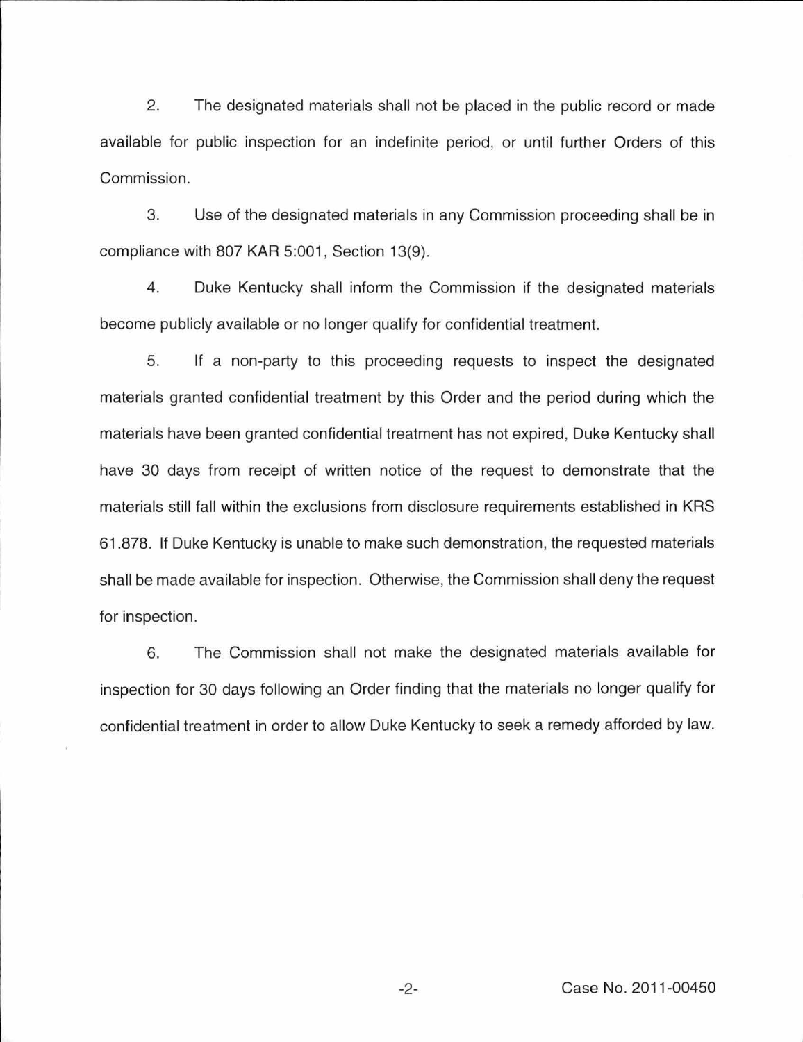2. The designated materials shall not be placed in the public record or made available for public inspection for an indefinite period, or until further Orders of this Commission.

3. Use of the designated materials in any Commission proceeding shall be in compliance with 807 KAR 5:001, Section 13(9).

4. Duke Kentucky shall inform the Commission if the designated materials become publicly available or no longer qualify for confidential treatment.

5. If a non-party to this proceeding requests to inspect the designated materials granted confidential treatment by this Order and the period during which the materials have been granted confidential treatment has not expired, Duke Kentucky shall have 30 days from receipt of written notice of the request to demonstrate that the materials still fall within the exclusions from disclosure requirements established in KRS 61.878. If Duke Kentucky is unable to make such demonstration, the requested materials shall be made available for inspection. Otherwise, the Commission shall deny the request for inspection.

6. The Commission shall not make the designated materials available for inspection for 30 days following an Order finding that the materials no longer qualify for confidential treatment in order to allow Duke Kentucky to seek a remedy afforded by law.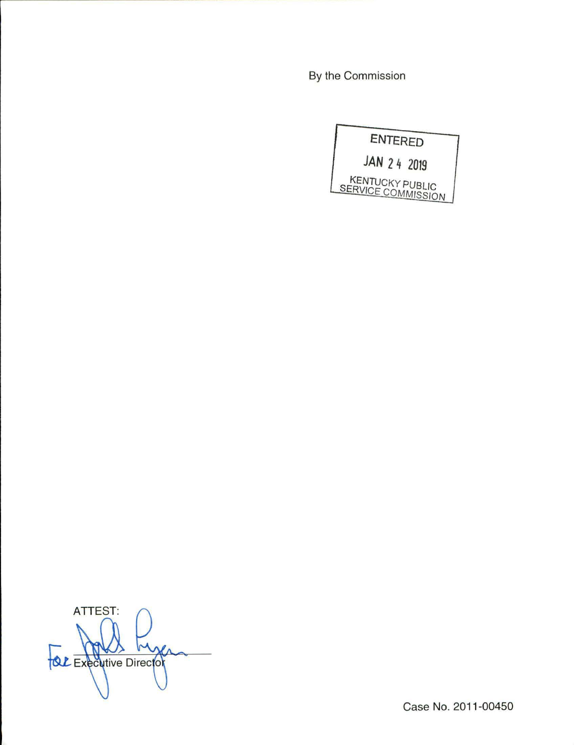By the Commission

ENTERED

JAN 24 2019

KENTUCKY PUBLIC SERVICE COMMISSION

ATTEST:

for Executive Director

Case No. 2011-00450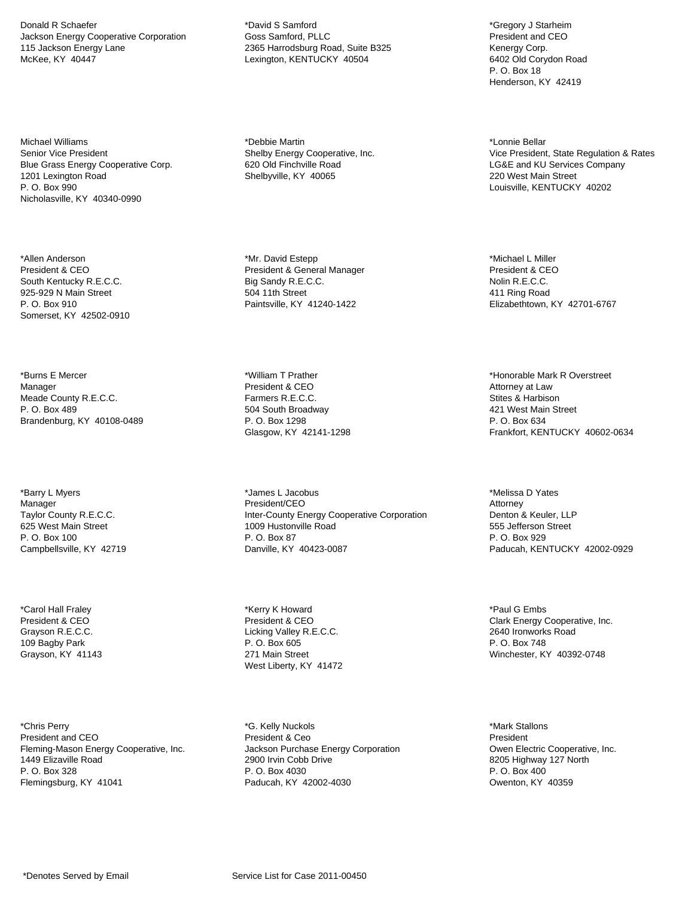Donald R Schaefer
Jackson Energy Cooperative Corporation
115 Jackson Energy Lane
McKee, KY 40447

*David S Samford
Goss Samford, PLLC
2365 Harrodsburg Road, Suite B325
Lexington, KENTUCKY 40504

*Gregory J Starheim
President and CEO
Kenergy Corp.
6402 Old Corydon Road
P. O. Box 18
Henderson, KY 42419

Michael Williams
Senior Vice President
Blue Grass Energy Cooperative Corp.
1201 Lexington Road
P. O. Box 990
Nicholasville, KY 40340-0990

*Debbie Martin
Shelby Energy Cooperative, Inc.
620 Old Finchville Road
Shelbyville, KY 40065

*Lonnie Bellar
Vice President, State Regulation & Rates
LG&E and KU Services Company
220 West Main Street
Louisville, KENTUCKY 40202

*Allen Anderson
President & CEO
South Kentucky R.E.C.C.
925-929 N Main Street
P. O. Box 910
Somerset, KY 42502-0910

*Mr. David Estepp
President & General Manager
Big Sandy R.E.C.C.
504 11th Street
Paintsville, KY 41240-1422

*Michael L Miller
President & CEO
Nolin R.E.C.C.
411 Ring Road
Elizabethtown, KY 42701-6767

*Burns E Mercer
Manager
Meade County R.E.C.C.
P. O. Box 489
Brandenburg, KY 40108-0489

*William T Prather
President & CEO
Farmers R.E.C.C.
504 South Broadway
P. O. Box 1298
Glasgow, KY 42141-1298

*Honorable Mark R Overstreet
Attorney at Law
Stites & Harbison
421 West Main Street
P. O. Box 634
Frankfort, KENTUCKY 40602-0634

*Barry L Myers
Manager
Taylor County R.E.C.C.
625 West Main Street
P. O. Box 100
Campbellsville, KY 42719

*James L Jacobus
President/CEO
Inter-County Energy Cooperative Corporation
1009 Hustonville Road
P. O. Box 87
Danville, KY 40423-0087

*Melissa D Yates
Attorney
Denton & Keuler, LLP
555 Jefferson Street
P. O. Box 929
Paducah, KENTUCKY 42002-0929

*Carol Hall Fraley
President & CEO
Grayson R.E.C.C.
109 Bagby Park
Grayson, KY 41143

*Kerry K Howard
President & CEO
Licking Valley R.E.C.C.
P. O. Box 605
271 Main Street
West Liberty, KY 41472

*Paul G Embs
Clark Energy Cooperative, Inc.
2640 Ironworks Road
P. O. Box 748
Winchester, KY 40392-0748

*Chris Perry
President and CEO
Fleming-Mason Energy Cooperative, Inc.
1449 Elizaville Road
P. O. Box 328
Flemingsburg, KY 41041

*G. Kelly Nuckols
President & Ceo
Jackson Purchase Energy Corporation
2900 Irvin Cobb Drive
P. O. Box 4030
Paducah, KY 42002-4030

*Mark Stallons
President
Owen Electric Cooperative, Inc.
8205 Highway 127 North
P. O. Box 400
Owenton, KY 40359

*Denotes Served by Email

Service List for Case 2011-00450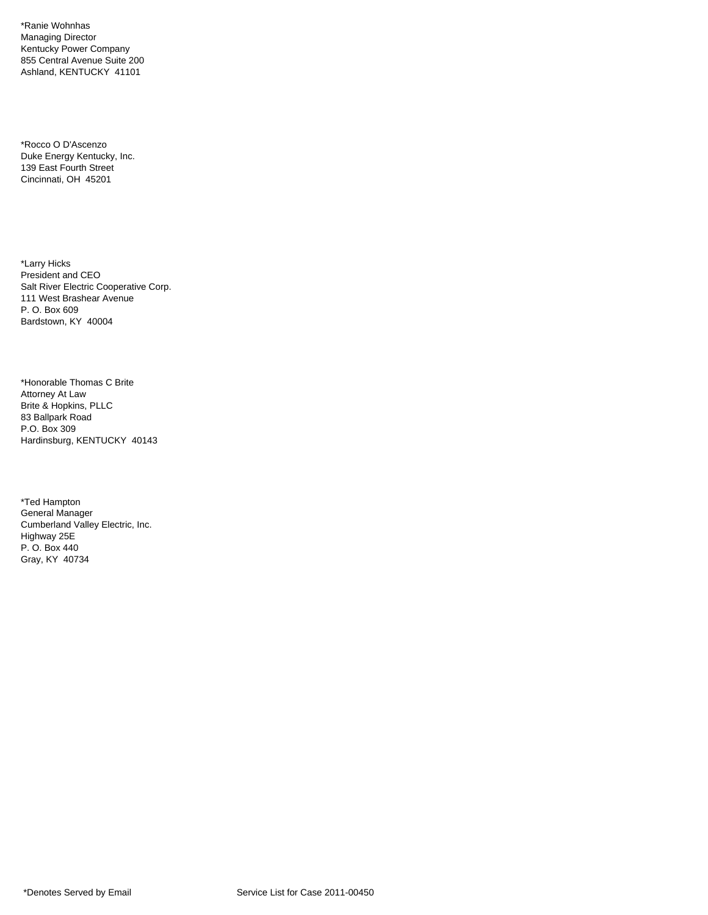*Ranie Wohnhas
Managing Director
Kentucky Power Company
855 Central Avenue Suite 200
Ashland, KENTUCKY 41101

*Rocco O D'Ascenzo
Duke Energy Kentucky, Inc.
139 East Fourth Street
Cincinnati, OH 45201

*Larry Hicks
President and CEO
Salt River Electric Cooperative Corp.
111 West Brashear Avenue
P. O. Box 609
Bardstown, KY 40004

*Honorable Thomas C Brite
Attorney At Law
Brite & Hopkins, PLLC
83 Ballpark Road
P.O. Box 309
Hardinsburg, KENTUCKY 40143

*Ted Hampton
General Manager
Cumberland Valley Electric, Inc.
Highway 25E
P. O. Box 440
Gray, KY 40734

*Denotes Served by Email

Service List for Case 2011-00450